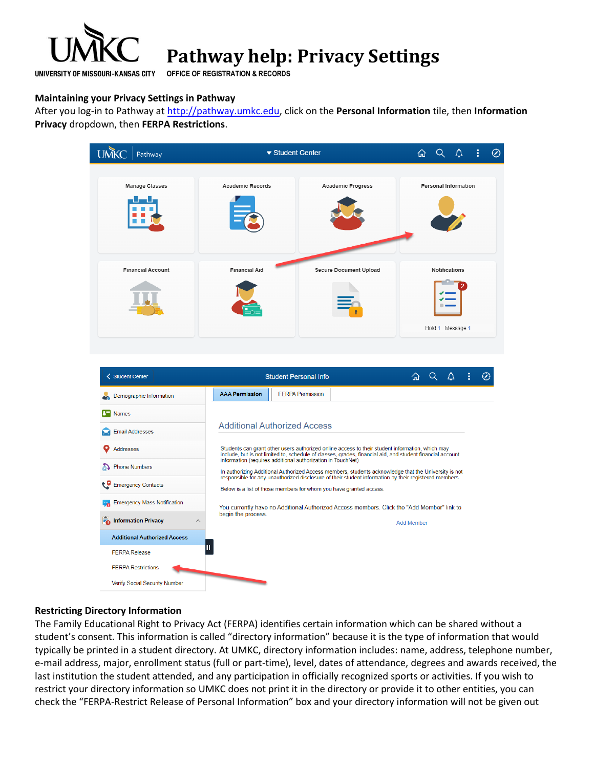# Pathway help: Privacy Settings

UNIVERSITY OF MISSOURI-KANSAS CITY

OFFICE OF REGISTRATION & RECORDS

## Maintaining your Privacy Settings in Pathway

After you log-in to Pathway at http://pathway.umkc.edu, click on the **Personal Information** tile, then **Information Privacy** dropdown, then **FERPA Restrictions**.

## Restricting Directory Information

The Family Educational Right to Privacy Act (FERPA) identifies certain information which can be shared without a student's consent. This information is called "directory information" because it is the type of information that would typically be printed in a student directory. At UMKC, directory information includes: name, address, telephone number, e-mail address, major, enrollment status (full or part-time), level, dates of attendance, degrees and awards received, the last institution the student attended, and any participation in officially recognized sports or activities. If you wish to restrict your directory information so UMKC does not print it in the directory or provide it to other entities, you can check the "FERPA-Restrict Release of Personal Information" box and your directory information will not be given out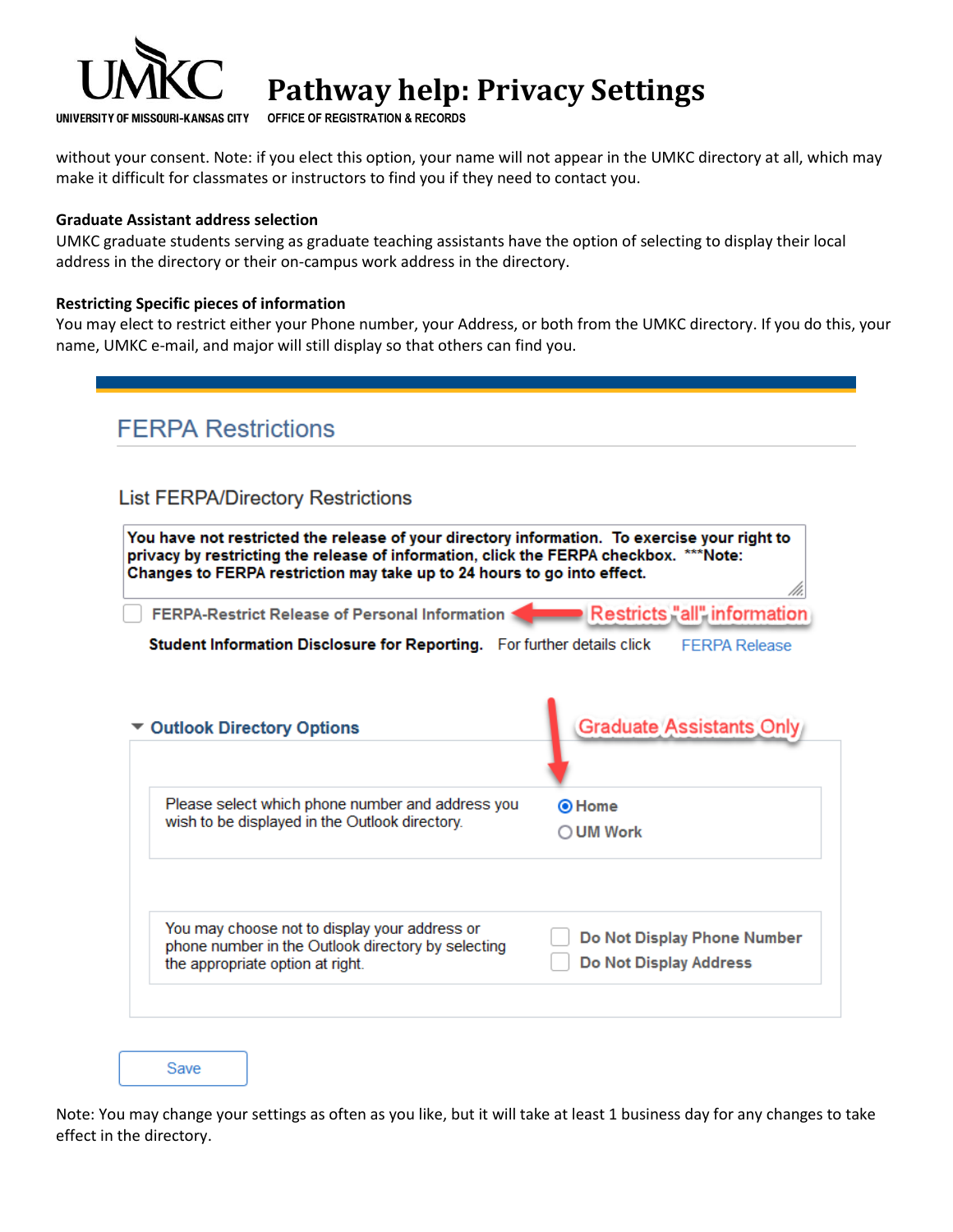without your consent. Note: if you elect this option, your name will not appear in the UMKC directory at all, which may make it difficult for classmates or instructors to find you if they need to contact you.

**Graduate Assistant address selection**

UMKC graduate students serving as graduate teaching assistants have the option of selecting to display their local address in the directory or their on-campus work address in the directory.

**Restricting Specific pieces of information**

You may elect to restrict either your Phone number, your Address, or both from the UMKC directory. If you do this, your name, UMKC e-mail, and major will still display so that others can find you.

## FERPA Restrictions

### List FERPA/Directory Restrictions

**You have not restricted the release of your directory information. To exercise your right to privacy by restricting the release of information, click the FERPA checkbox. \*\*\*Note: Changes to FERPA restriction may take up to 24 hours to go into effect.**

☐ FERPA-Restrict Release of Personal Information ← Restricts "all" information

**Student Information Disclosure for Reporting.** For further details click FERPA Release

### ▼ Outlook Directory Options

Graduate Assistants Only

Please select which phone number and address you wish to be displayed in the Outlook directory.

◉ Home
○ UM Work

You may choose not to display your address or phone number in the Outlook directory by selecting the appropriate option at right.

☐ Do Not Display Phone Number
☐ Do Not Display Address

Save

Note: You may change your settings as often as you like, but it will take at least 1 business day for any changes to take effect in the directory.